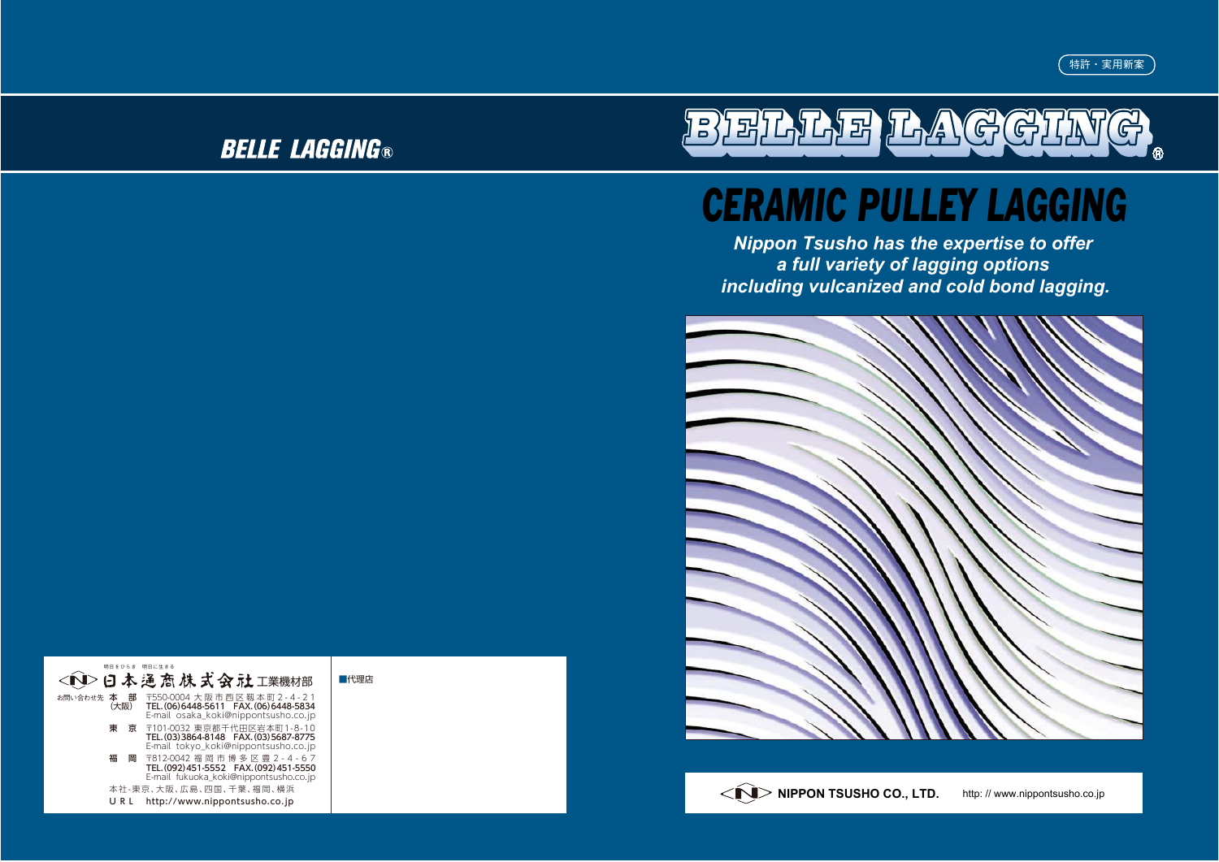特許・実用新案

BELLE LAGGING®

# BELLE LAGGING®

# CERAMIC PULLEY LAGGING

***Nippon Tsusho has the expertise to offer a full variety of lagging options including vulcanized and cold bond lagging.***

**NIPPON TSUSHO CO., LTD.** http: // www.nippontsusho.co.jp

明日をひらき 明日に生きる

日本通商株式会社 工業機材部

お問い合わせ先

本部（大阪） 〒550-0004 大阪市西区靱本町2-4-21
**TEL.(06)6448-5611 FAX.(06)6448-5834**
E-mail osaka_koki@nippontsusho.co.jp

東京 〒101-0032 東京都千代田区岩本町1-8-10
**TEL.(03)3864-8148 FAX.(03)5687-8775**
E-mail tokyo_koki@nippontsusho.co.jp

福岡 〒812-0042 福岡市博多区豊2-4-67
**TEL.(092)451-5552 FAX.(092)451-5550**
E-mail fukuoka_koki@nippontsusho.co.jp

本社-東京、大阪、広島、四国、千葉、福岡、横浜

URL http://www.nippontsusho.co.jp

■代理店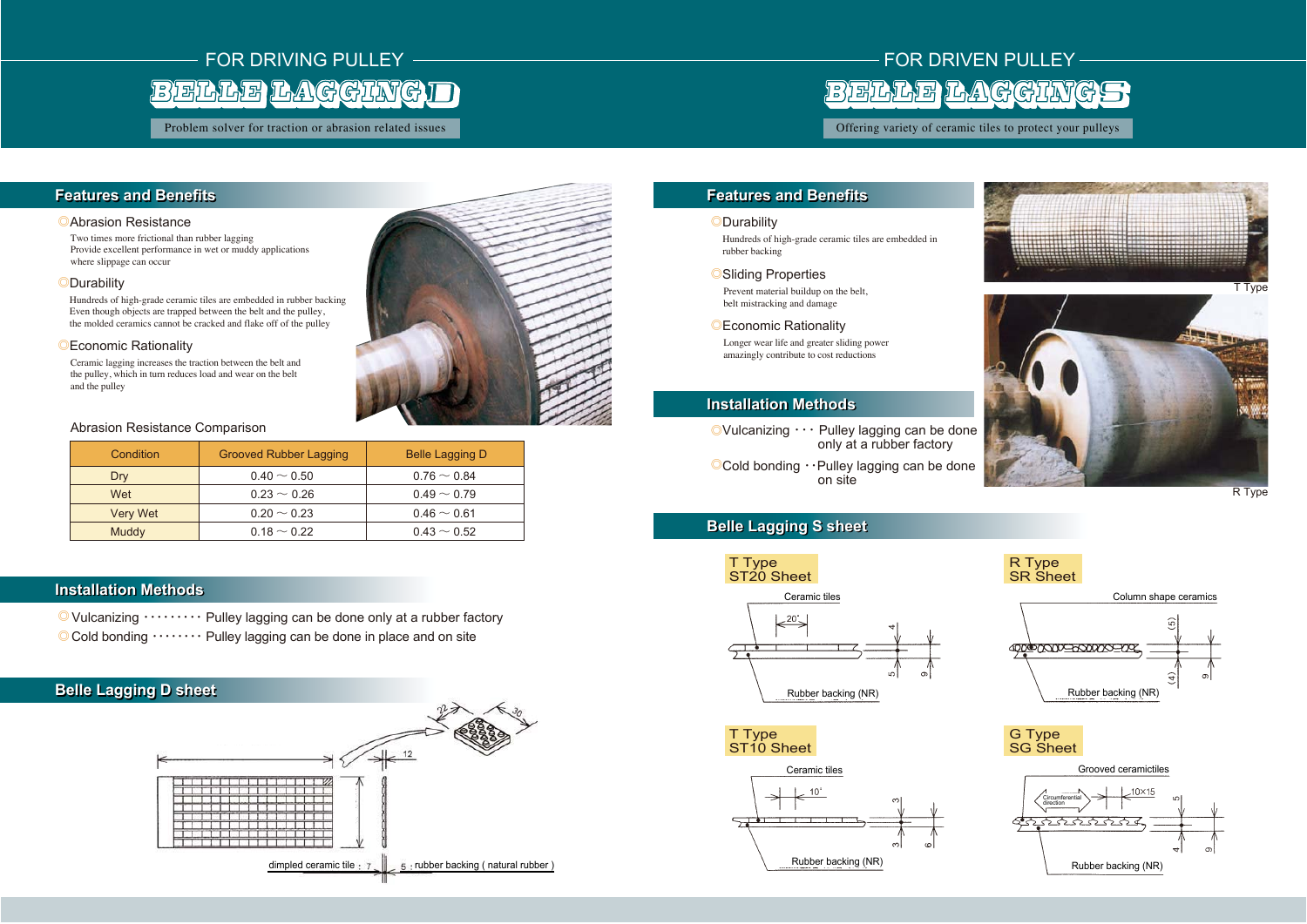## FOR DRIVING PULLEY

# BELLE LAGGING D

Problem solver for traction or abrasion related issues

### Features and Benefits

◎Abrasion Resistance

Two times more frictional than rubber lagging
Provide excellent performance in wet or muddy applications where slippage can occur

◎Durability

Hundreds of high-grade ceramic tiles are embedded in rubber backing
Even though objects are trapped between the belt and the pulley, the molded ceramics cannot be cracked and flake off of the pulley

◎Economic Rationality

Ceramic lagging increases the traction between the belt and the pulley, which in turn reduces load and wear on the belt and the pulley

Abrasion Resistance Comparison

| Condition | Grooved Rubber Lagging | Belle Lagging D |
|---|---|---|
| Dry | 0.40 ～ 0.50 | 0.76 ～ 0.84 |
| Wet | 0.23 ～ 0.26 | 0.49 ～ 0.79 |
| Very Wet | 0.20 ～ 0.23 | 0.46 ～ 0.61 |
| Muddy | 0.18 ～ 0.22 | 0.43 ～ 0.52 |

### Installation Methods

◎Vulcanizing ········· Pulley lagging can be done only at a rubber factory
◎Cold bonding ········ Pulley lagging can be done in place and on site

### Belle Lagging D sheet

22
30
12
dimpled ceramic tile : 7
5 : rubber backing ( natural rubber )

## FOR DRIVEN PULLEY

# BELLE LAGGING S

Offering variety of ceramic tiles to protect your pulleys

### Features and Benefits

◎Durability

Hundreds of high-grade ceramic tiles are embedded in rubber backing

◎Sliding Properties

Prevent material buildup on the belt, belt mistracking and damage

◎Economic Rationality

Longer wear life and greater sliding power amazingly contribute to cost reductions

T Type

R Type

### Installation Methods

◎Vulcanizing ··· Pulley lagging can be done only at a rubber factory
◎Cold bonding ··Pulley lagging can be done on site

### Belle Lagging S sheet

**T Type ST20 Sheet**

Ceramic tiles
20
4
5
9
Rubber backing (NR)

**R Type SR Sheet**

Column shape ceramics
(5)
(4)
9
Rubber backing (NR)

**T Type ST10 Sheet**

Ceramic tiles
10
3
3
6
Rubber backing (NR)

**G Type SG Sheet**

Grooved ceramictiles
Circumferential direction
10×15
5
4
9
Rubber backing (NR)